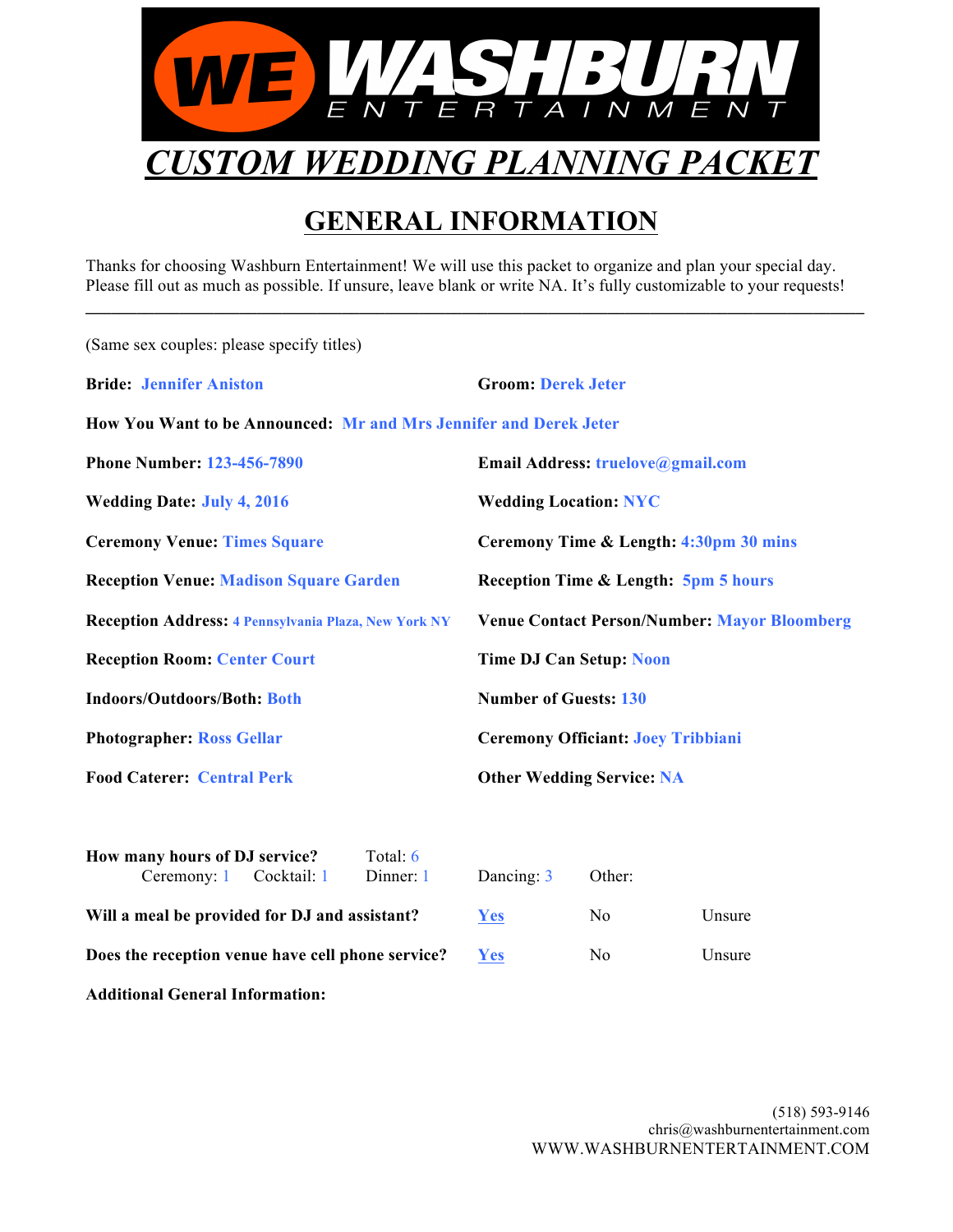# WE WASHBURN ENTERTAINMENT

# *CUSTOM WEDDING PLANNING PACKET*

## GENERAL INFORMATION

Thanks for choosing Washburn Entertainment! We will use this packet to organize and plan your special day. Please fill out as much as possible. If unsure, leave blank or write NA. It's fully customizable to your requests!

---

(Same sex couples: please specify titles)

**Bride:** Jennifer Aniston

**Groom:** Derek Jeter

**How You Want to be Announced:** Mr and Mrs Jennifer and Derek Jeter

**Phone Number:** 123-456-7890

**Email Address:** truelove@gmail.com

**Wedding Date:** July 4, 2016

**Wedding Location:** NYC

**Ceremony Venue:** Times Square

**Ceremony Time & Length:** 4:30pm 30 mins

**Reception Venue:** Madison Square Garden

**Reception Time & Length:** 5pm 5 hours

**Reception Address:** 4 Pennsylvania Plaza, New York NY

**Venue Contact Person/Number:** Mayor Bloomberg

**Reception Room:** Center Court

**Time DJ Can Setup:** Noon

**Indoors/Outdoors/Both:** Both

**Number of Guests:** 130

**Photographer:** Ross Gellar

**Ceremony Officiant:** Joey Tribbiani

**Food Caterer:** Central Perk

**Other Wedding Service:** NA

**How many hours of DJ service?** Total: 6

Ceremony: 1 Cocktail: 1 Dinner: 1 Dancing: 3 Other:

**Will a meal be provided for DJ and assistant?** Yes (selected) No Unsure

**Does the reception venue have cell phone service?** Yes (selected) No Unsure

**Additional General Information:**

(518) 593-9146
chris@washburnentertainment.com
WWW.WASHBURNENTERTAINMENT.COM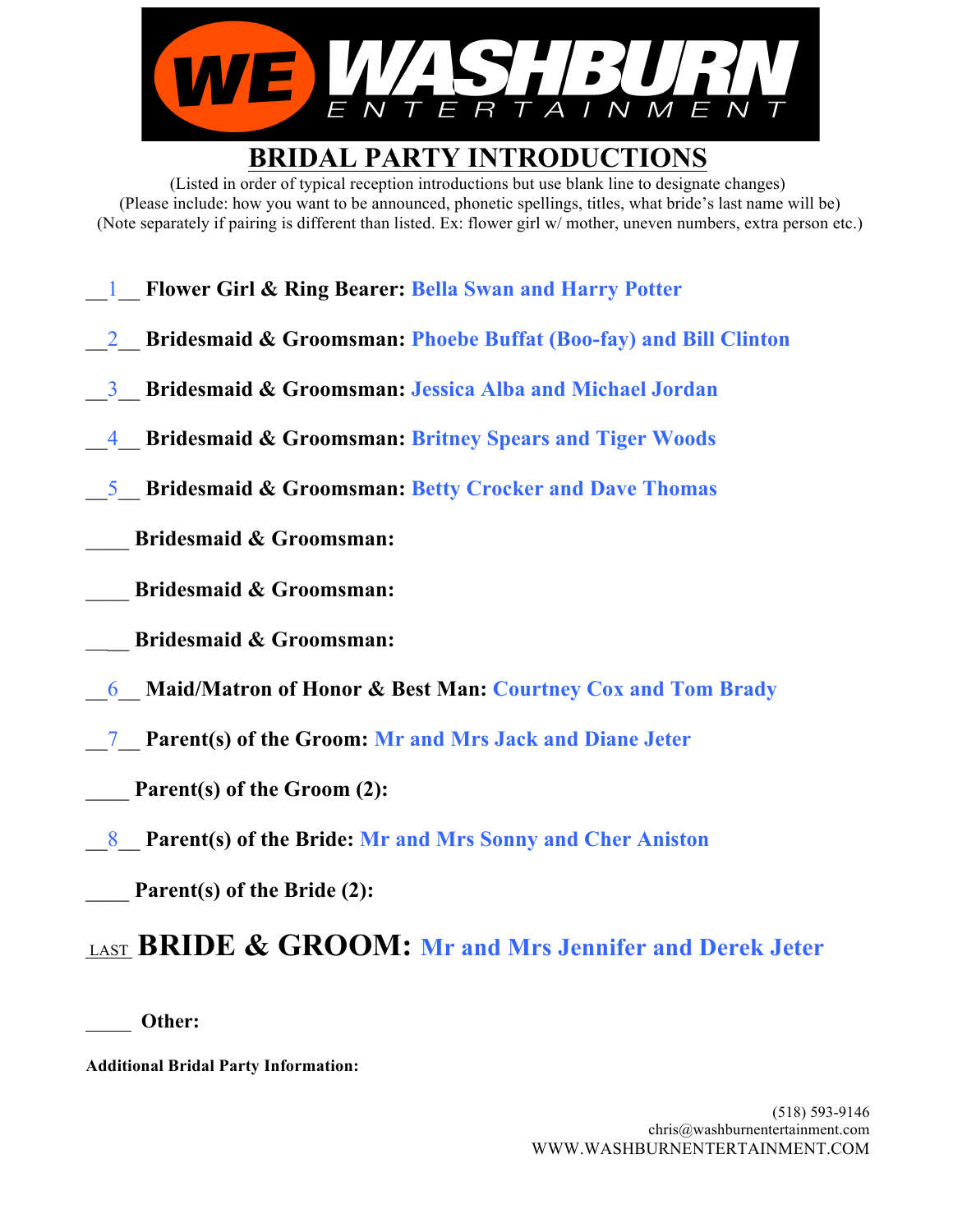WE WASHBURN ENTERTAINMENT

# BRIDAL PARTY INTRODUCTIONS

(Listed in order of typical reception introductions but use blank line to designate changes)
(Please include: how you want to be announced, phonetic spellings, titles, what bride's last name will be)
(Note separately if pairing is different than listed. Ex: flower girl w/ mother, uneven numbers, extra person etc.)

__1__ **Flower Girl & Ring Bearer:** Bella Swan and Harry Potter

__2__ **Bridesmaid & Groomsman:** Phoebe Buffat (Boo-fay) and Bill Clinton

__3__ **Bridesmaid & Groomsman:** Jessica Alba and Michael Jordan

__4__ **Bridesmaid & Groomsman:** Britney Spears and Tiger Woods

__5__ **Bridesmaid & Groomsman:** Betty Crocker and Dave Thomas

____ **Bridesmaid & Groomsman:**

____ **Bridesmaid & Groomsman:**

____ **Bridesmaid & Groomsman:**

__6__ **Maid/Matron of Honor & Best Man:** Courtney Cox and Tom Brady

__7__ **Parent(s) of the Groom:** Mr and Mrs Jack and Diane Jeter

____ **Parent(s) of the Groom (2):**

__8__ **Parent(s) of the Bride:** Mr and Mrs Sonny and Cher Aniston

____ **Parent(s) of the Bride (2):**

LAST **BRIDE & GROOM:** Mr and Mrs Jennifer and Derek Jeter

_____ **Other:**

**Additional Bridal Party Information:**

(518) 593-9146
chris@washburnentertainment.com
WWW.WASHBURNENTERTAINMENT.COM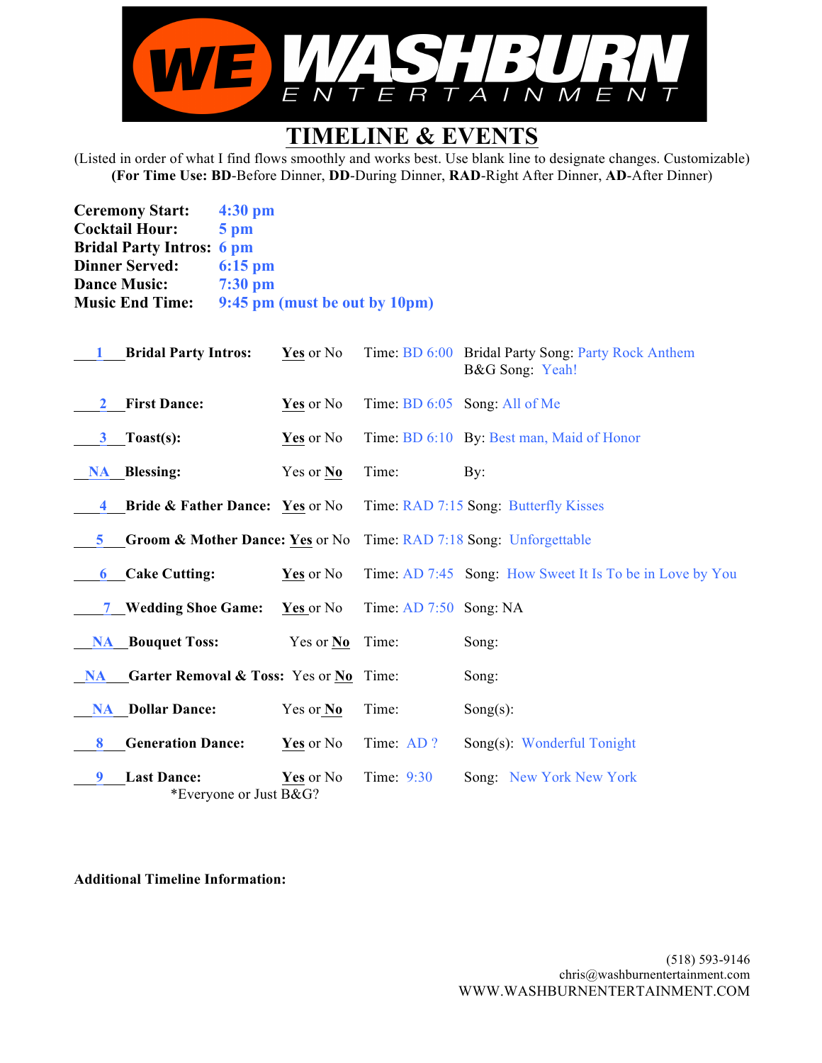# TIMELINE & EVENTS

(Listed in order of what I find flows smoothly and works best. Use blank line to designate changes. Customizable)
**(For Time Use: BD-Before Dinner, DD-During Dinner, RAD-Right After Dinner, AD-After Dinner)**

**Ceremony Start:** 4:30 pm
**Cocktail Hour:** 5 pm
**Bridal Party Intros:** 6 pm
**Dinner Served:** 6:15 pm
**Dance Music:** 7:30 pm
**Music End Time:** 9:45 pm (must be out by 10pm)

| | | | | |
|---|---|---|---|---|
| 1 | **Bridal Party Intros:** | **Yes** or No | Time: BD 6:00 | Bridal Party Song: Party Rock Anthem<br>B&G Song: Yeah! |
| 2 | **First Dance:** | **Yes** or No | Time: BD 6:05 | Song: All of Me |
| 3 | **Toast(s):** | **Yes** or No | Time: BD 6:10 | By: Best man, Maid of Honor |
| NA | **Blessing:** | Yes or **No** | Time: | By: |
| 4 | **Bride & Father Dance:** | **Yes** or No | Time: RAD 7:15 | Song: Butterfly Kisses |
| 5 | **Groom & Mother Dance:** | **Yes** or No | Time: RAD 7:18 | Song: Unforgettable |
| 6 | **Cake Cutting:** | **Yes** or No | Time: AD 7:45 | Song: How Sweet It Is To be in Love by You |
| 7 | **Wedding Shoe Game:** | **Yes** or No | Time: AD 7:50 | Song: NA |
| NA | **Bouquet Toss:** | Yes or **No** | Time: | Song: |
| NA | **Garter Removal & Toss:** | Yes or **No** | Time: | Song: |
| NA | **Dollar Dance:** | Yes or **No** | Time: | Song(s): |
| 8 | **Generation Dance:** | **Yes** or No | Time: AD ? | Song(s): Wonderful Tonight |
| 9 | **Last Dance:**<br>*Everyone or Just B&G? | **Yes** or No | Time: 9:30 | Song: New York New York |

**Additional Timeline Information:**

(518) 593-9146
chris@washburnentertainment.com
WWW.WASHBURNENTERTAINMENT.COM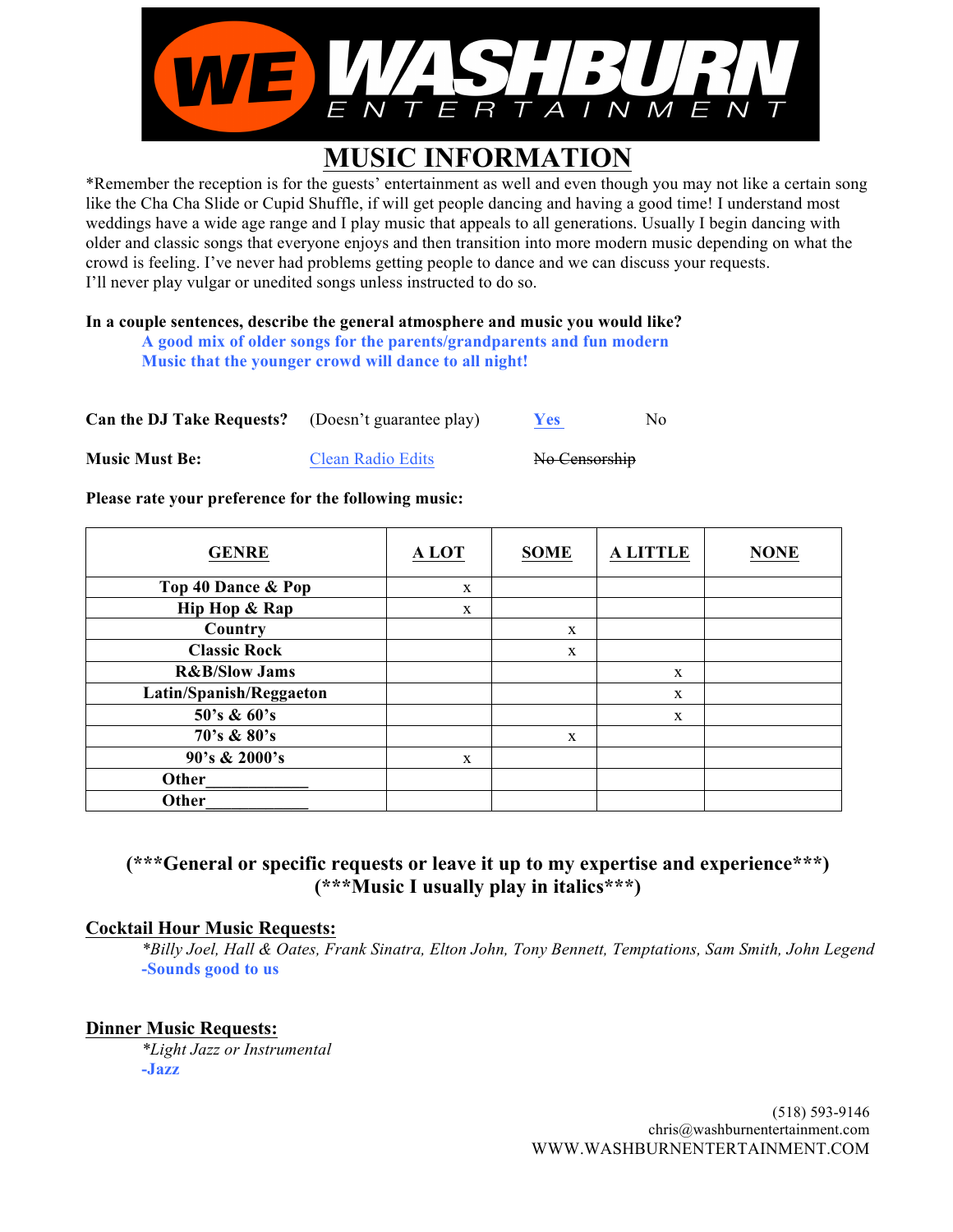# MUSIC INFORMATION

*Remember the reception is for the guests' entertainment as well and even though you may not like a certain song like the Cha Cha Slide or Cupid Shuffle, if will get people dancing and having a good time! I understand most weddings have a wide age range and I play music that appeals to all generations. Usually I begin dancing with older and classic songs that everyone enjoys and then transition into more modern music depending on what the crowd is feeling. I've never had problems getting people to dance and we can discuss your requests.
I'll never play vulgar or unedited songs unless instructed to do so.

**In a couple sentences, describe the general atmosphere and music you would like?**

**A good mix of older songs for the parents/grandparents and fun modern Music that the younger crowd will dance to all night!**

**Can the DJ Take Requests?** (Doesn't guarantee play) **Yes** No

**Music Must Be:** Clean Radio Edits ~~No Censorship~~

**Please rate your preference for the following music:**

| GENRE | A LOT | SOME | A LITTLE | NONE |
|---|---|---|---|---|
| Top 40 Dance & Pop | x | | | |
| Hip Hop & Rap | x | | | |
| Country | | x | | |
| Classic Rock | | x | | |
| R&B/Slow Jams | | | x | |
| Latin/Spanish/Reggaeton | | | x | |
| 50's & 60's | | | x | |
| 70's & 80's | | x | | |
| 90's & 2000's | x | | | |
| Other____________ | | | | |
| Other____________ | | | | |

**(***General or specific requests or leave it up to my expertise and experience***)**
**(***Music I usually play in italics***)**

## Cocktail Hour Music Requests:

*\*Billy Joel, Hall & Oates, Frank Sinatra, Elton John, Tony Bennett, Temptations, Sam Smith, John Legend*

**-Sounds good to us**

## Dinner Music Requests:

*\*Light Jazz or Instrumental*

**-Jazz**

(518) 593-9146
chris@washburnentertainment.com
WWW.WASHBURNENTERTAINMENT.COM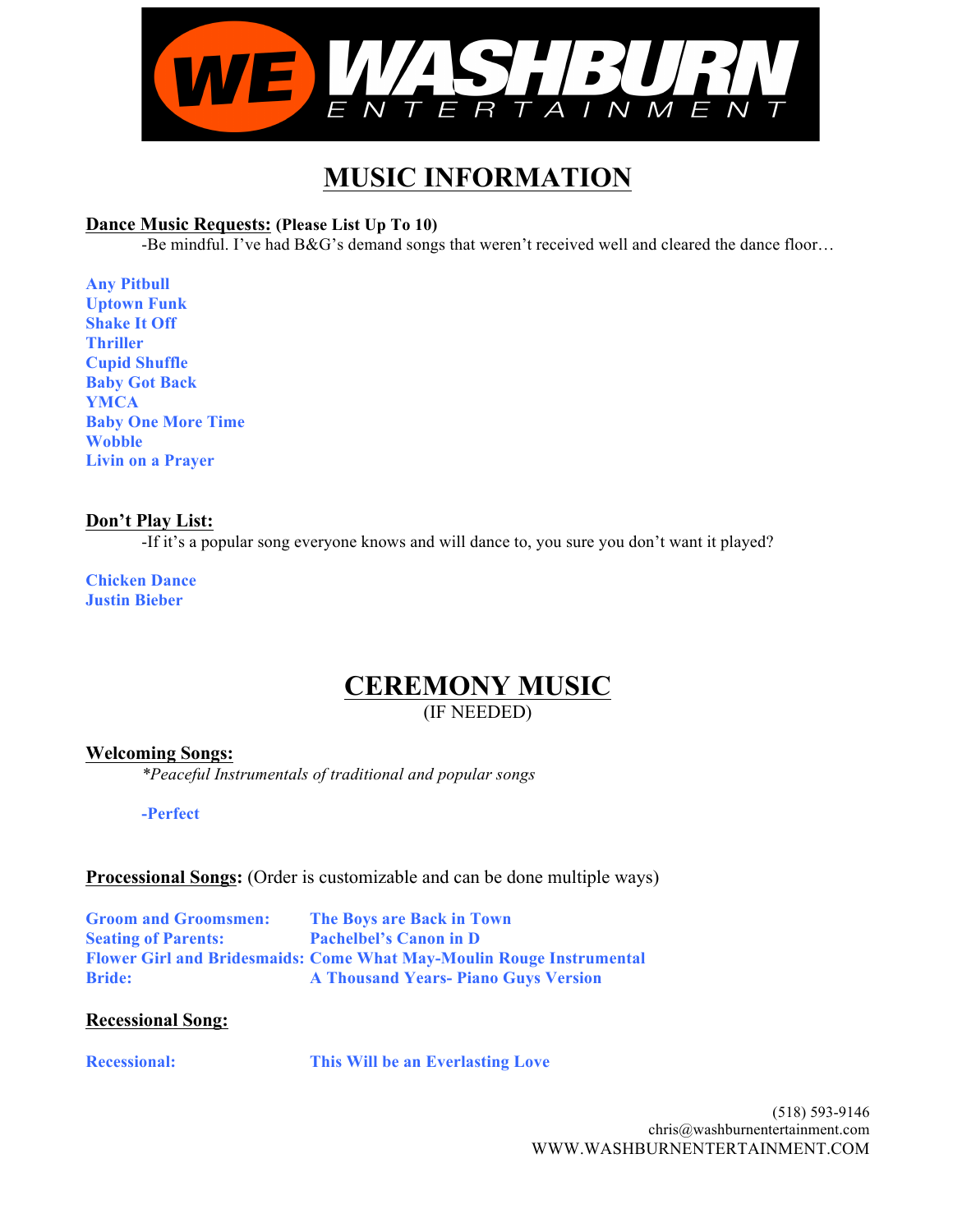# MUSIC INFORMATION

**Dance Music Requests: (Please List Up To 10)**

-Be mindful. I've had B&G's demand songs that weren't received well and cleared the dance floor…

**Any Pitbull**
**Uptown Funk**
**Shake It Off**
**Thriller**
**Cupid Shuffle**
**Baby Got Back**
**YMCA**
**Baby One More Time**
**Wobble**
**Livin on a Prayer**

**Don't Play List:**

-If it's a popular song everyone knows and will dance to, you sure you don't want it played?

**Chicken Dance**
**Justin Bieber**

# CEREMONY MUSIC

(IF NEEDED)

**Welcoming Songs:**

*\*Peaceful Instrumentals of traditional and popular songs*

**-Perfect**

**Processional Songs:** (Order is customizable and can be done multiple ways)

| | |
|---|---|
| **Groom and Groomsmen:** | **The Boys are Back in Town** |
| **Seating of Parents:** | **Pachelbel's Canon in D** |
| **Flower Girl and Bridesmaids:** | **Come What May-Moulin Rouge Instrumental** |
| **Bride:** | **A Thousand Years- Piano Guys Version** |

**Recessional Song:**

| | |
|---|---|
| **Recessional:** | **This Will be an Everlasting Love** |

(518) 593-9146
chris@washburnentertainment.com
WWW.WASHBURNENTERTAINMENT.COM